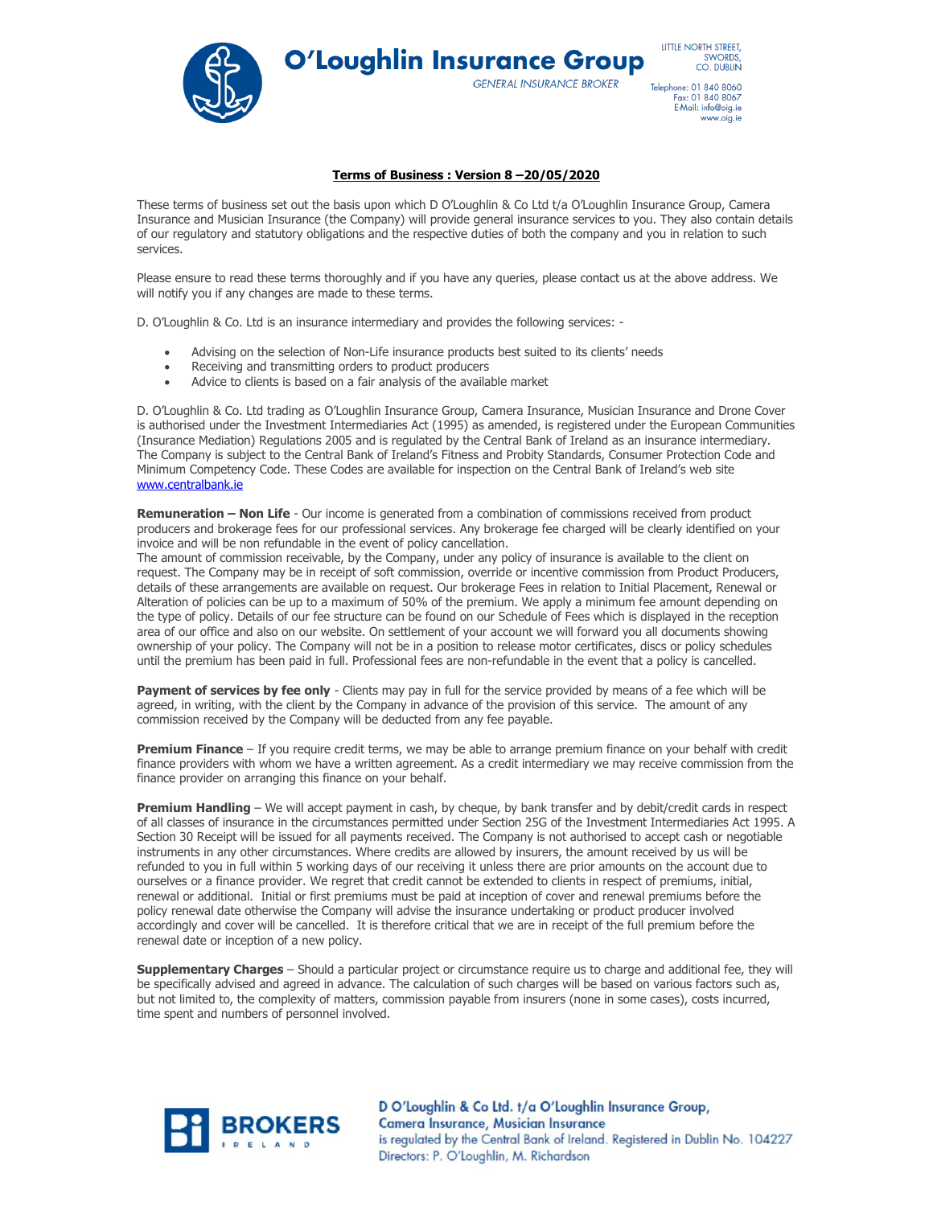# O'Loughlin Insurance Group

GENERAL INSURANCE BROKER

LITTLE NORTH STREET,
SWORDS,
CO. DUBLIN

Telephone: 01 840 8060
Fax: 01 840 8067
E-Mail: info@oig.ie
www.oig.ie

## Terms of Business : Version 8 –20/05/2020

These terms of business set out the basis upon which D O'Loughlin & Co Ltd t/a O'Loughlin Insurance Group, Camera Insurance and Musician Insurance (the Company) will provide general insurance services to you. They also contain details of our regulatory and statutory obligations and the respective duties of both the company and you in relation to such services.

Please ensure to read these terms thoroughly and if you have any queries, please contact us at the above address. We will notify you if any changes are made to these terms.

D. O'Loughlin & Co. Ltd is an insurance intermediary and provides the following services: -

- Advising on the selection of Non-Life insurance products best suited to its clients' needs
- Receiving and transmitting orders to product producers
- Advice to clients is based on a fair analysis of the available market

D. O'Loughlin & Co. Ltd trading as O'Loughlin Insurance Group, Camera Insurance, Musician Insurance and Drone Cover is authorised under the Investment Intermediaries Act (1995) as amended, is registered under the European Communities (Insurance Mediation) Regulations 2005 and is regulated by the Central Bank of Ireland as an insurance intermediary. The Company is subject to the Central Bank of Ireland's Fitness and Probity Standards, Consumer Protection Code and Minimum Competency Code. These Codes are available for inspection on the Central Bank of Ireland's web site www.centralbank.ie

**Remuneration – Non Life** - Our income is generated from a combination of commissions received from product producers and brokerage fees for our professional services. Any brokerage fee charged will be clearly identified on your invoice and will be non refundable in the event of policy cancellation.
The amount of commission receivable, by the Company, under any policy of insurance is available to the client on request. The Company may be in receipt of soft commission, override or incentive commission from Product Producers, details of these arrangements are available on request. Our brokerage Fees in relation to Initial Placement, Renewal or Alteration of policies can be up to a maximum of 50% of the premium. We apply a minimum fee amount depending on the type of policy. Details of our fee structure can be found on our Schedule of Fees which is displayed in the reception area of our office and also on our website. On settlement of your account we will forward you all documents showing ownership of your policy. The Company will not be in a position to release motor certificates, discs or policy schedules until the premium has been paid in full. Professional fees are non-refundable in the event that a policy is cancelled.

**Payment of services by fee only** - Clients may pay in full for the service provided by means of a fee which will be agreed, in writing, with the client by the Company in advance of the provision of this service. The amount of any commission received by the Company will be deducted from any fee payable.

**Premium Finance** – If you require credit terms, we may be able to arrange premium finance on your behalf with credit finance providers with whom we have a written agreement. As a credit intermediary we may receive commission from the finance provider on arranging this finance on your behalf.

**Premium Handling** – We will accept payment in cash, by cheque, by bank transfer and by debit/credit cards in respect of all classes of insurance in the circumstances permitted under Section 25G of the Investment Intermediaries Act 1995. A Section 30 Receipt will be issued for all payments received. The Company is not authorised to accept cash or negotiable instruments in any other circumstances. Where credits are allowed by insurers, the amount received by us will be refunded to you in full within 5 working days of our receiving it unless there are prior amounts on the account due to ourselves or a finance provider. We regret that credit cannot be extended to clients in respect of premiums, initial, renewal or additional. Initial or first premiums must be paid at inception of cover and renewal premiums before the policy renewal date otherwise the Company will advise the insurance undertaking or product producer involved accordingly and cover will be cancelled. It is therefore critical that we are in receipt of the full premium before the renewal date or inception of a new policy.

**Supplementary Charges** – Should a particular project or circumstance require us to charge and additional fee, they will be specifically advised and agreed in advance. The calculation of such charges will be based on various factors such as, but not limited to, the complexity of matters, commission payable from insurers (none in some cases), costs incurred, time spent and numbers of personnel involved.

BROKERS IRELAND

D O'Loughlin & Co Ltd. t/a O'Loughlin Insurance Group, Camera Insurance, Musician Insurance is regulated by the Central Bank of Ireland. Registered in Dublin No. 104227
Directors: P. O'Loughlin, M. Richardson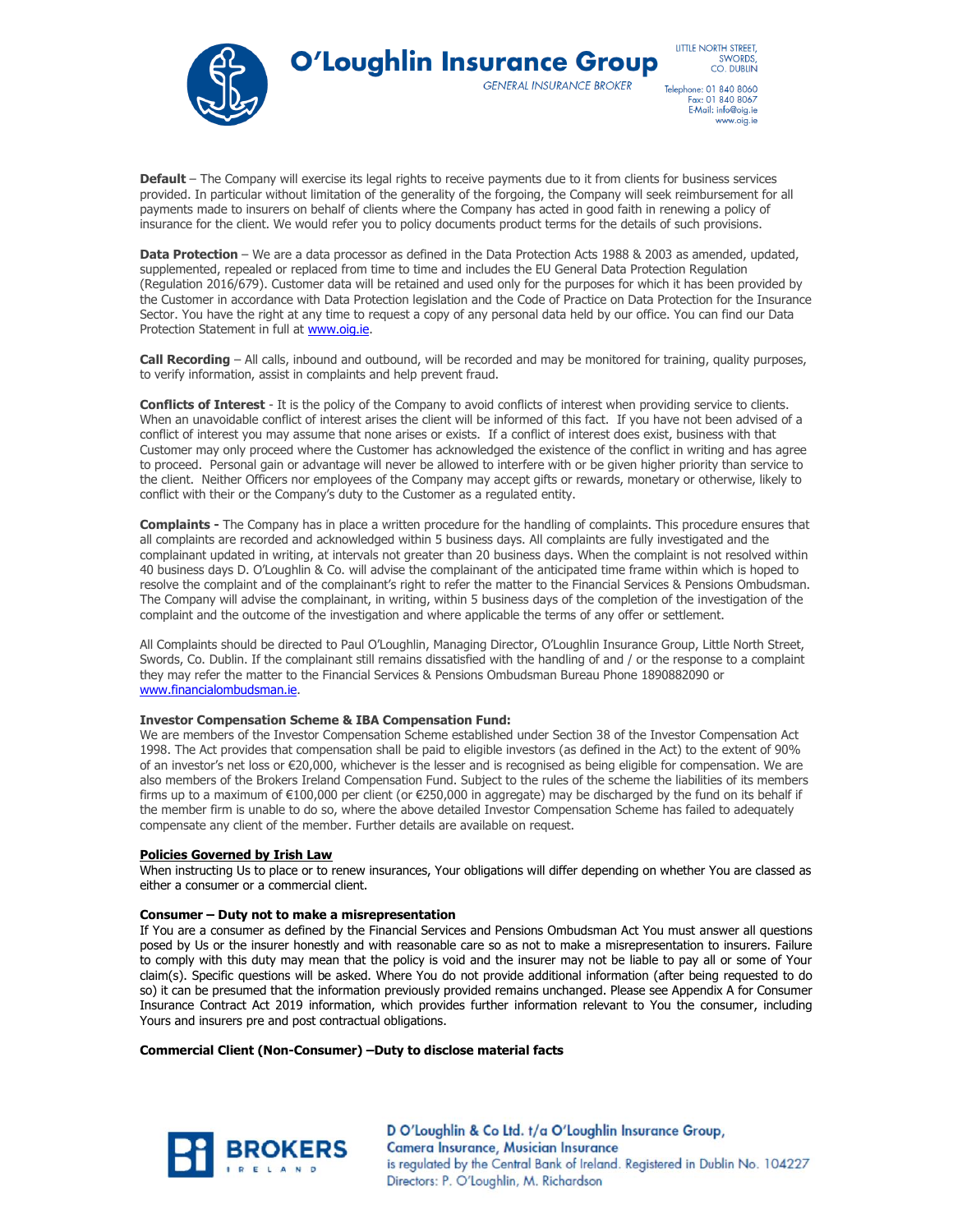**Default** – The Company will exercise its legal rights to receive payments due to it from clients for business services provided. In particular without limitation of the generality of the forgoing, the Company will seek reimbursement for all payments made to insurers on behalf of clients where the Company has acted in good faith in renewing a policy of insurance for the client. We would refer you to policy documents product terms for the details of such provisions.

**Data Protection** – We are a data processor as defined in the Data Protection Acts 1988 & 2003 as amended, updated, supplemented, repealed or replaced from time to time and includes the EU General Data Protection Regulation (Regulation 2016/679). Customer data will be retained and used only for the purposes for which it has been provided by the Customer in accordance with Data Protection legislation and the Code of Practice on Data Protection for the Insurance Sector. You have the right at any time to request a copy of any personal data held by our office. You can find our Data Protection Statement in full at [www.oig.ie](www.oig.ie).

**Call Recording** – All calls, inbound and outbound, will be recorded and may be monitored for training, quality purposes, to verify information, assist in complaints and help prevent fraud.

**Conflicts of Interest** - It is the policy of the Company to avoid conflicts of interest when providing service to clients. When an unavoidable conflict of interest arises the client will be informed of this fact. If you have not been advised of a conflict of interest you may assume that none arises or exists. If a conflict of interest does exist, business with that Customer may only proceed where the Customer has acknowledged the existence of the conflict in writing and has agree to proceed. Personal gain or advantage will never be allowed to interfere with or be given higher priority than service to the client. Neither Officers nor employees of the Company may accept gifts or rewards, monetary or otherwise, likely to conflict with their or the Company's duty to the Customer as a regulated entity.

**Complaints -** The Company has in place a written procedure for the handling of complaints. This procedure ensures that all complaints are recorded and acknowledged within 5 business days. All complaints are fully investigated and the complainant updated in writing, at intervals not greater than 20 business days. When the complaint is not resolved within 40 business days D. O'Loughlin & Co. will advise the complainant of the anticipated time frame within which is hoped to resolve the complaint and of the complainant's right to refer the matter to the Financial Services & Pensions Ombudsman. The Company will advise the complainant, in writing, within 5 business days of the completion of the investigation of the complaint and the outcome of the investigation and where applicable the terms of any offer or settlement.

All Complaints should be directed to Paul O'Loughlin, Managing Director, O'Loughlin Insurance Group, Little North Street, Swords, Co. Dublin. If the complainant still remains dissatisfied with the handling of and / or the response to a complaint they may refer the matter to the Financial Services & Pensions Ombudsman Bureau Phone 1890882090 or [www.financialombudsman.ie](www.financialombudsman.ie).

**Investor Compensation Scheme & IBA Compensation Fund:**
We are members of the Investor Compensation Scheme established under Section 38 of the Investor Compensation Act 1998. The Act provides that compensation shall be paid to eligible investors (as defined in the Act) to the extent of 90% of an investor's net loss or €20,000, whichever is the lesser and is recognised as being eligible for compensation. We are also members of the Brokers Ireland Compensation Fund. Subject to the rules of the scheme the liabilities of its members firms up to a maximum of €100,000 per client (or €250,000 in aggregate) may be discharged by the fund on its behalf if the member firm is unable to do so, where the above detailed Investor Compensation Scheme has failed to adequately compensate any client of the member. Further details are available on request.

**Policies Governed by Irish Law**
When instructing Us to place or to renew insurances, Your obligations will differ depending on whether You are classed as either a consumer or a commercial client.

**Consumer – Duty not to make a misrepresentation**
If You are a consumer as defined by the Financial Services and Pensions Ombudsman Act You must answer all questions posed by Us or the insurer honestly and with reasonable care so as not to make a misrepresentation to insurers. Failure to comply with this duty may mean that the policy is void and the insurer may not be liable to pay all or some of Your claim(s). Specific questions will be asked. Where You do not provide additional information (after being requested to do so) it can be presumed that the information previously provided remains unchanged. Please see Appendix A for Consumer Insurance Contract Act 2019 information, which provides further information relevant to You the consumer, including Yours and insurers pre and post contractual obligations.

**Commercial Client (Non-Consumer) –Duty to disclose material facts**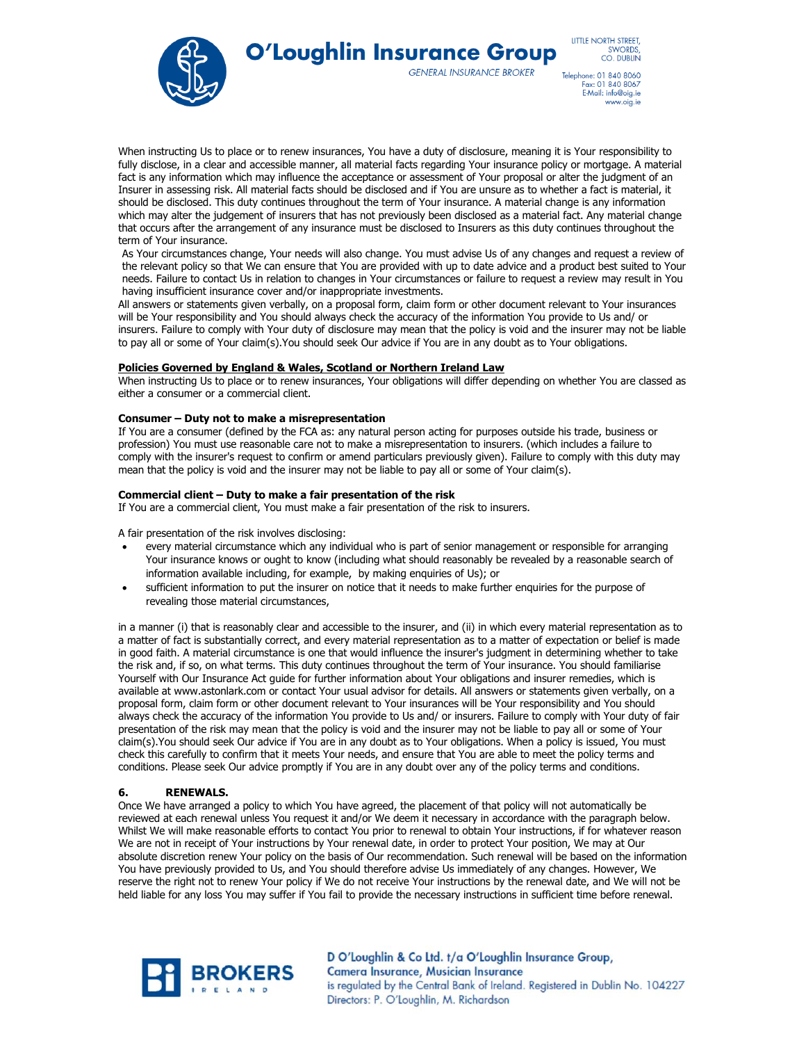When instructing Us to place or to renew insurances, You have a duty of disclosure, meaning it is Your responsibility to fully disclose, in a clear and accessible manner, all material facts regarding Your insurance policy or mortgage. A material fact is any information which may influence the acceptance or assessment of Your proposal or alter the judgment of an Insurer in assessing risk. All material facts should be disclosed and if You are unsure as to whether a fact is material, it should be disclosed. This duty continues throughout the term of Your insurance. A material change is any information which may alter the judgement of insurers that has not previously been disclosed as a material fact. Any material change that occurs after the arrangement of any insurance must be disclosed to Insurers as this duty continues throughout the term of Your insurance.

As Your circumstances change, Your needs will also change. You must advise Us of any changes and request a review of the relevant policy so that We can ensure that You are provided with up to date advice and a product best suited to Your needs. Failure to contact Us in relation to changes in Your circumstances or failure to request a review may result in You having insufficient insurance cover and/or inappropriate investments.

All answers or statements given verbally, on a proposal form, claim form or other document relevant to Your insurances will be Your responsibility and You should always check the accuracy of the information You provide to Us and/ or insurers. Failure to comply with Your duty of disclosure may mean that the policy is void and the insurer may not be liable to pay all or some of Your claim(s).You should seek Our advice if You are in any doubt as to Your obligations.

**Policies Governed by England & Wales, Scotland or Northern Ireland Law**

When instructing Us to place or to renew insurances, Your obligations will differ depending on whether You are classed as either a consumer or a commercial client.

**Consumer – Duty not to make a misrepresentation**

If You are a consumer (defined by the FCA as: any natural person acting for purposes outside his trade, business or profession) You must use reasonable care not to make a misrepresentation to insurers. (which includes a failure to comply with the insurer's request to confirm or amend particulars previously given). Failure to comply with this duty may mean that the policy is void and the insurer may not be liable to pay all or some of Your claim(s).

**Commercial client – Duty to make a fair presentation of the risk**

If You are a commercial client, You must make a fair presentation of the risk to insurers.

A fair presentation of the risk involves disclosing:

- every material circumstance which any individual who is part of senior management or responsible for arranging Your insurance knows or ought to know (including what should reasonably be revealed by a reasonable search of information available including, for example, by making enquiries of Us); or
- sufficient information to put the insurer on notice that it needs to make further enquiries for the purpose of revealing those material circumstances,

in a manner (i) that is reasonably clear and accessible to the insurer, and (ii) in which every material representation as to a matter of fact is substantially correct, and every material representation as to a matter of expectation or belief is made in good faith. A material circumstance is one that would influence the insurer's judgment in determining whether to take the risk and, if so, on what terms. This duty continues throughout the term of Your insurance. You should familiarise Yourself with Our Insurance Act guide for further information about Your obligations and insurer remedies, which is available at www.astonlark.com or contact Your usual advisor for details. All answers or statements given verbally, on a proposal form, claim form or other document relevant to Your insurances will be Your responsibility and You should always check the accuracy of the information You provide to Us and/ or insurers. Failure to comply with Your duty of fair presentation of the risk may mean that the policy is void and the insurer may not be liable to pay all or some of Your claim(s).You should seek Our advice if You are in any doubt as to Your obligations. When a policy is issued, You must check this carefully to confirm that it meets Your needs, and ensure that You are able to meet the policy terms and conditions. Please seek Our advice promptly if You are in any doubt over any of the policy terms and conditions.

**6. RENEWALS.**

Once We have arranged a policy to which You have agreed, the placement of that policy will not automatically be reviewed at each renewal unless You request it and/or We deem it necessary in accordance with the paragraph below. Whilst We will make reasonable efforts to contact You prior to renewal to obtain Your instructions, if for whatever reason We are not in receipt of Your instructions by Your renewal date, in order to protect Your position, We may at Our absolute discretion renew Your policy on the basis of Our recommendation. Such renewal will be based on the information You have previously provided to Us, and You should therefore advise Us immediately of any changes. However, We reserve the right not to renew Your policy if We do not receive Your instructions by the renewal date, and We will not be held liable for any loss You may suffer if You fail to provide the necessary instructions in sufficient time before renewal.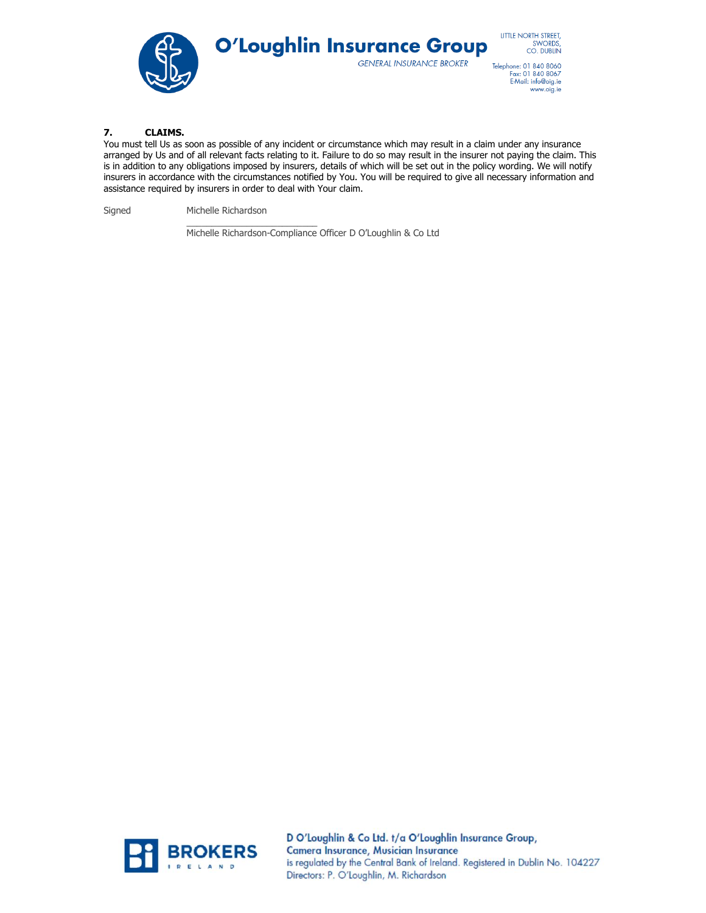### 7. CLAIMS.

You must tell Us as soon as possible of any incident or circumstance which may result in a claim under any insurance arranged by Us and of all relevant facts relating to it. Failure to do so may result in the insurer not paying the claim. This is in addition to any obligations imposed by insurers, details of which will be set out in the policy wording. We will notify insurers in accordance with the circumstances notified by You. You will be required to give all necessary information and assistance required by insurers in order to deal with Your claim.

Signed Michelle Richardson

\_\_\_\_\_\_\_\_\_\_\_\_\_\_\_\_\_\_\_\_\_\_\_\_\_\_

Michelle Richardson-Compliance Officer D O'Loughlin & Co Ltd